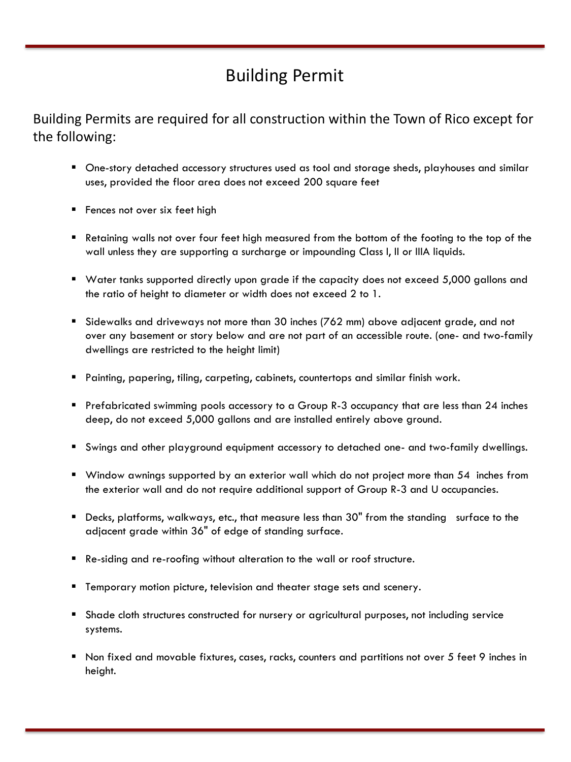# Building Permit

Building Permits are required for all construction within the Town of Rico except for the following:

- One-story detached accessory structures used as tool and storage sheds, playhouses and similar uses, provided the floor area does not exceed 200 square feet
- Fences not over six feet high
- Retaining walls not over four feet high measured from the bottom of the footing to the top of the wall unless they are supporting a surcharge or impounding Class I, II or IIIA liquids.
- Water tanks supported directly upon grade if the capacity does not exceed 5,000 gallons and the ratio of height to diameter or width does not exceed 2 to 1.
- Sidewalks and driveways not more than 30 inches (762 mm) above adjacent grade, and not over any basement or story below and are not part of an accessible route. (one- and two-family dwellings are restricted to the height limit)
- Painting, papering, tiling, carpeting, cabinets, countertops and similar finish work.
- Prefabricated swimming pools accessory to a Group R-3 occupancy that are less than 24 inches deep, do not exceed 5,000 gallons and are installed entirely above ground.
- Swings and other playground equipment accessory to detached one- and two-family dwellings.
- Window awnings supported by an exterior wall which do not project more than 54 inches from the exterior wall and do not require additional support of Group R-3 and U occupancies.
- Decks, platforms, walkways, etc., that measure less than 30" from the standing surface to the adjacent grade within 36" of edge of standing surface.
- Re-siding and re-roofing without alteration to the wall or roof structure.
- Temporary motion picture, television and theater stage sets and scenery.
- Shade cloth structures constructed for nursery or agricultural purposes, not including service systems.
- Non fixed and movable fixtures, cases, racks, counters and partitions not over 5 feet 9 inches in height.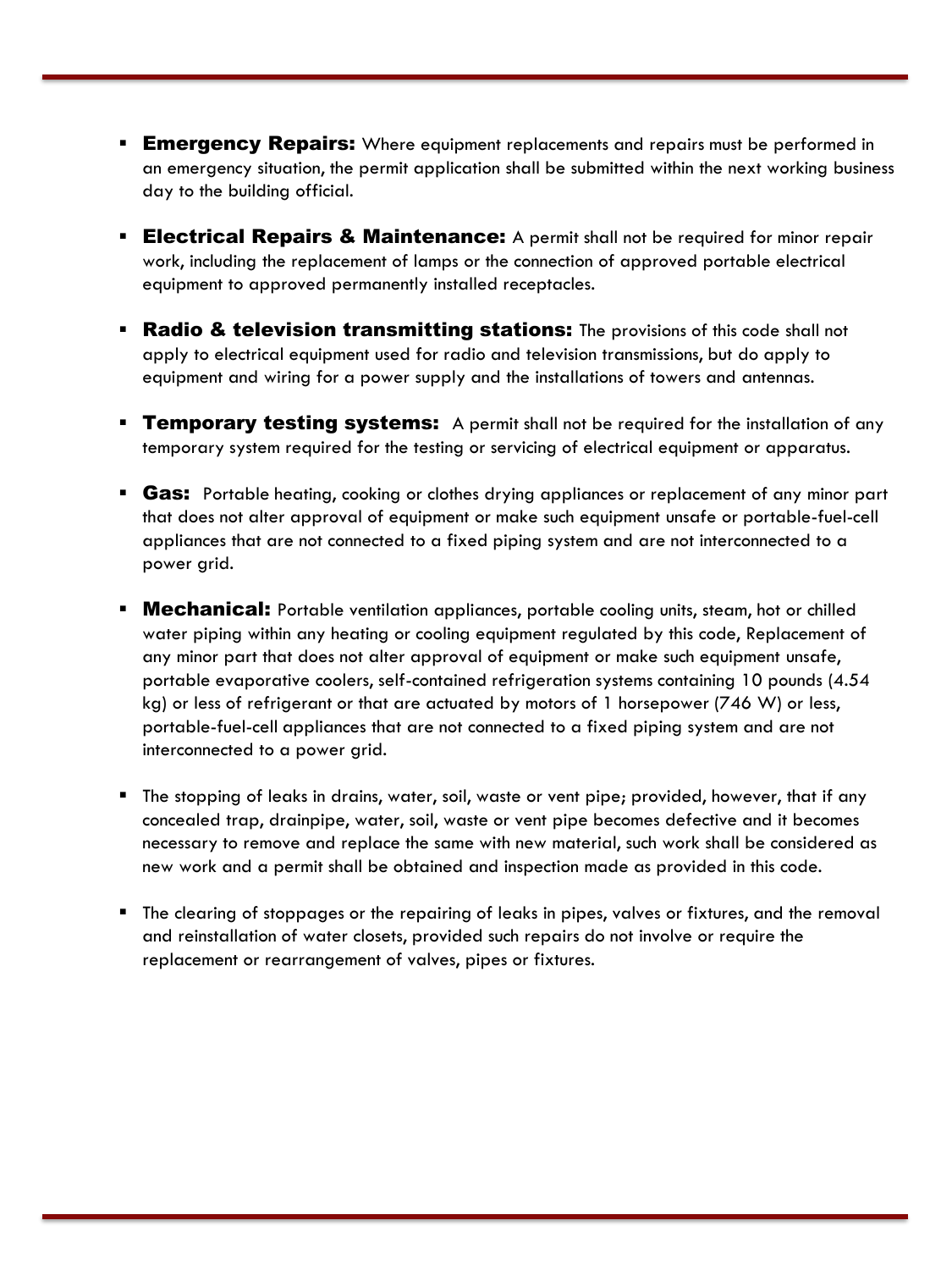- **Emergency Repairs:** Where equipment replacements and repairs must be performed in an emergency situation, the permit application shall be submitted within the next working business day to the building official.
- **Electrical Repairs & Maintenance:** A permit shall not be required for minor repair work, including the replacement of lamps or the connection of approved portable electrical equipment to approved permanently installed receptacles.
- **Radio & television transmitting stations:** The provisions of this code shall not apply to electrical equipment used for radio and television transmissions, but do apply to equipment and wiring for a power supply and the installations of towers and antennas.
- **Temporary testing systems:** A permit shall not be required for the installation of any temporary system required for the testing or servicing of electrical equipment or apparatus.
- **Gas:** Portable heating, cooking or clothes drying appliances or replacement of any minor part that does not alter approval of equipment or make such equipment unsafe or portable-fuel-cell appliances that are not connected to a fixed piping system and are not interconnected to a power grid.
- **Mechanical:** Portable ventilation appliances, portable cooling units, steam, hot or chilled water piping within any heating or cooling equipment regulated by this code, Replacement of any minor part that does not alter approval of equipment or make such equipment unsafe, portable evaporative coolers, self-contained refrigeration systems containing 10 pounds (4.54 kg) or less of refrigerant or that are actuated by motors of 1 horsepower (746 W) or less, portable-fuel-cell appliances that are not connected to a fixed piping system and are not interconnected to a power grid.
- The stopping of leaks in drains, water, soil, waste or vent pipe; provided, however, that if any concealed trap, drainpipe, water, soil, waste or vent pipe becomes defective and it becomes necessary to remove and replace the same with new material, such work shall be considered as new work and a permit shall be obtained and inspection made as provided in this code.
- The clearing of stoppages or the repairing of leaks in pipes, valves or fixtures, and the removal and reinstallation of water closets, provided such repairs do not involve or require the replacement or rearrangement of valves, pipes or fixtures.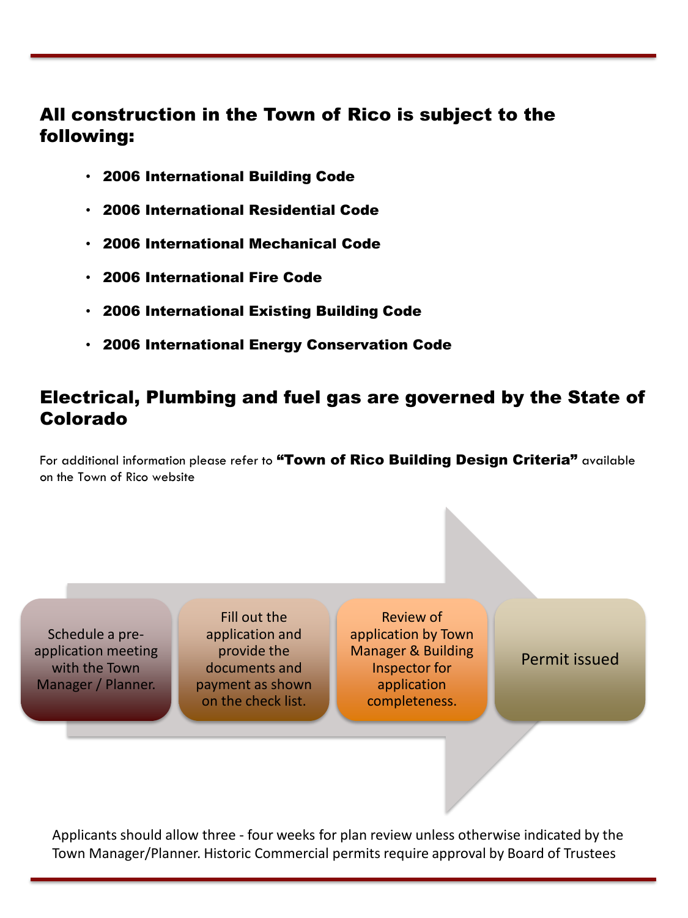## All construction in the Town of Rico is subject to the following:

- **2006 International Building Code**
- **2006 International Residential Code**
- **2006 International Mechanical Code**
- **2006 International Fire Code**
- **2006 International Existing Building Code**
- **2006 International Energy Conservation Code**

## Electrical, Plumbing and fuel gas are governed by the State of Colorado

For additional information please refer to **"Town of Rico Building Design Criteria"** available on the Town of Rico website

1. Schedule a pre-application meeting with the Town Manager / Planner.
2. Fill out the application and provide the documents and payment as shown on the check list.
3. Review of application by Town Manager & Building Inspector for application completeness.
4. Permit issued

Applicants should allow three - four weeks for plan review unless otherwise indicated by the Town Manager/Planner. Historic Commercial permits require approval by Board of Trustees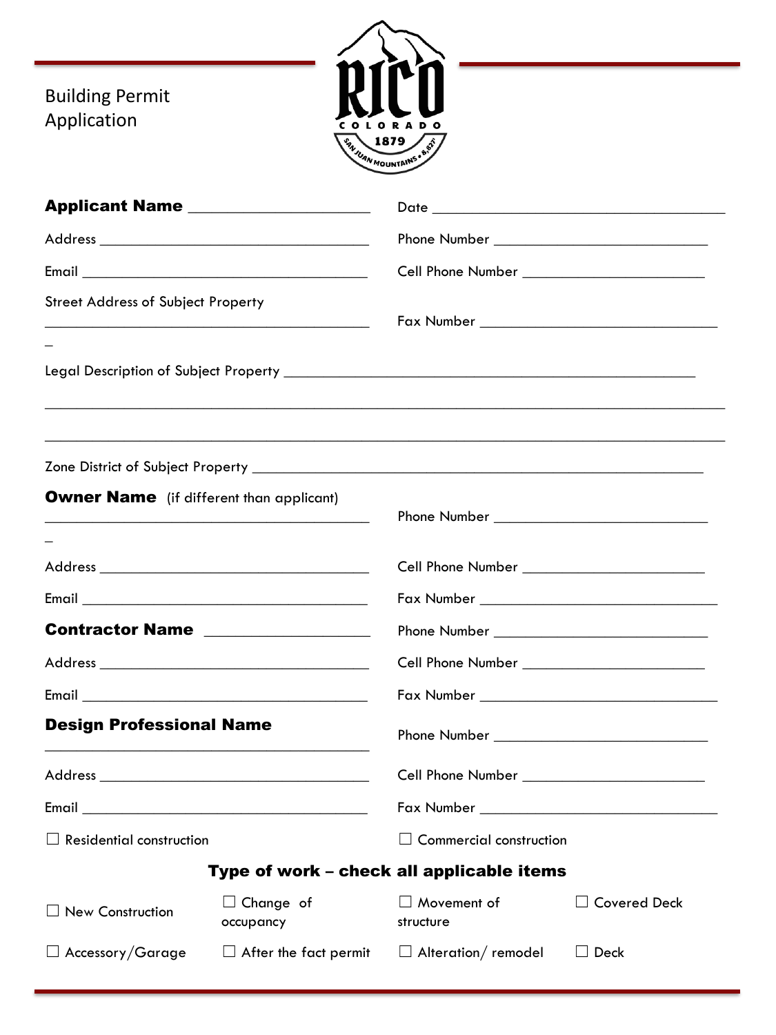# Building Permit Application

**Applicant Name** ______________________

Date ____________________________________

Address ____________________________________

Phone Number ___________________________

Email ____________________________________

Cell Phone Number _______________________

Street Address of Subject Property
____________________________________________

Fax Number ______________________________

Legal Description of Subject Property ____________________________________________________

____________________________________________________________________________________

____________________________________________________________________________________

Zone District of Subject Property ______________________________________________________

**Owner Name** (if different than applicant)
____________________________________________

Phone Number ___________________________

Address ____________________________________

Cell Phone Number _______________________

Email ____________________________________

Fax Number ______________________________

**Contractor Name** ___________________

Phone Number ___________________________

Address ____________________________________

Cell Phone Number _______________________

Email ____________________________________

Fax Number ______________________________

**Design Professional Name**
____________________________________________

Phone Number ___________________________

Address ____________________________________

Cell Phone Number _______________________

Email ____________________________________

Fax Number ______________________________

☐ Residential construction

☐ Commercial construction

## Type of work – check all applicable items

| | | | |
|---|---|---|---|
| ☐ New Construction | ☐ Change of occupancy | ☐ Movement of structure | ☐ Covered Deck |
| ☐ Accessory/Garage | ☐ After the fact permit | ☐ Alteration/ remodel | ☐ Deck |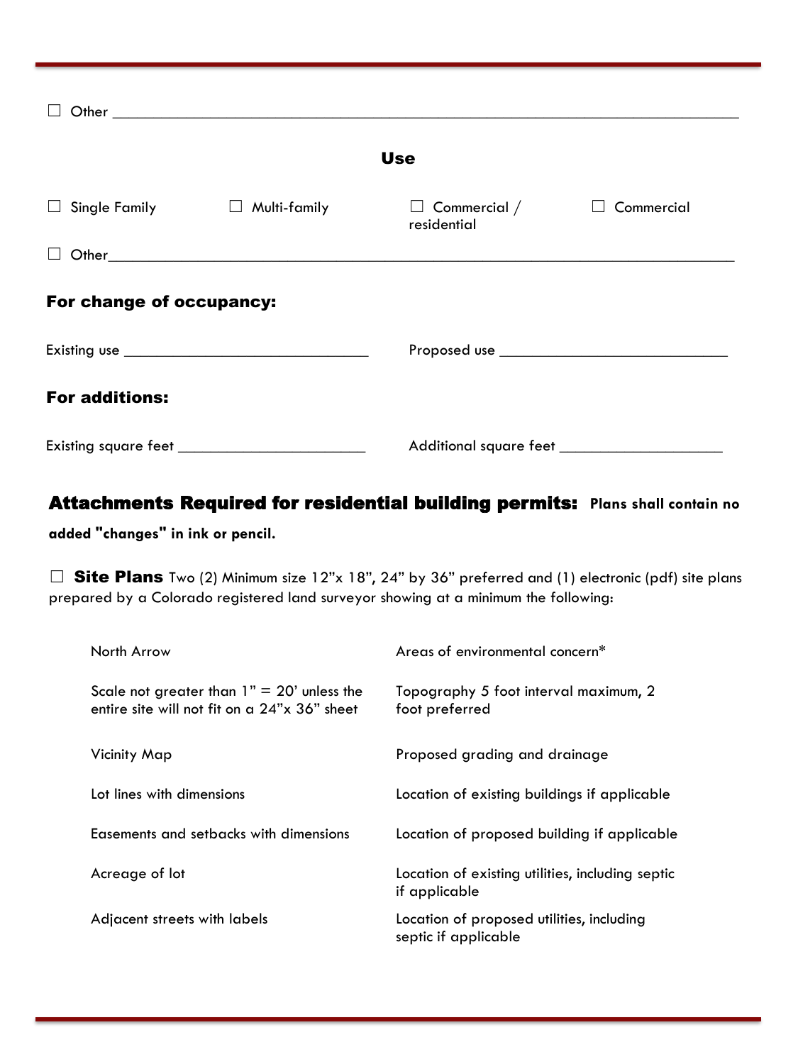☐ Other ___________________________________________________________________________

## Use

☐ Single Family ☐ Multi-family ☐ Commercial / residential ☐ Commercial

☐ Other___________________________________________________________________________

### For change of occupancy:

Existing use ______________________________ Proposed use ____________________________

### For additions:

Existing square feet _______________________ Additional square feet ____________________

## Attachments Required for residential building permits: **Plans shall contain no added "changes" in ink or pencil.**

☐ **Site Plans** Two (2) Minimum size 12"x 18", 24" by 36" preferred and (1) electronic (pdf) site plans prepared by a Colorado registered land surveyor showing at a minimum the following:

| | |
|---|---|
| North Arrow | Areas of environmental concern* |
| Scale not greater than 1" = 20' unless the entire site will not fit on a 24"x 36" sheet | Topography 5 foot interval maximum, 2 foot preferred |
| Vicinity Map | Proposed grading and drainage |
| Lot lines with dimensions | Location of existing buildings if applicable |
| Easements and setbacks with dimensions | Location of proposed building if applicable |
| Acreage of lot | Location of existing utilities, including septic if applicable |
| Adjacent streets with labels | Location of proposed utilities, including septic if applicable |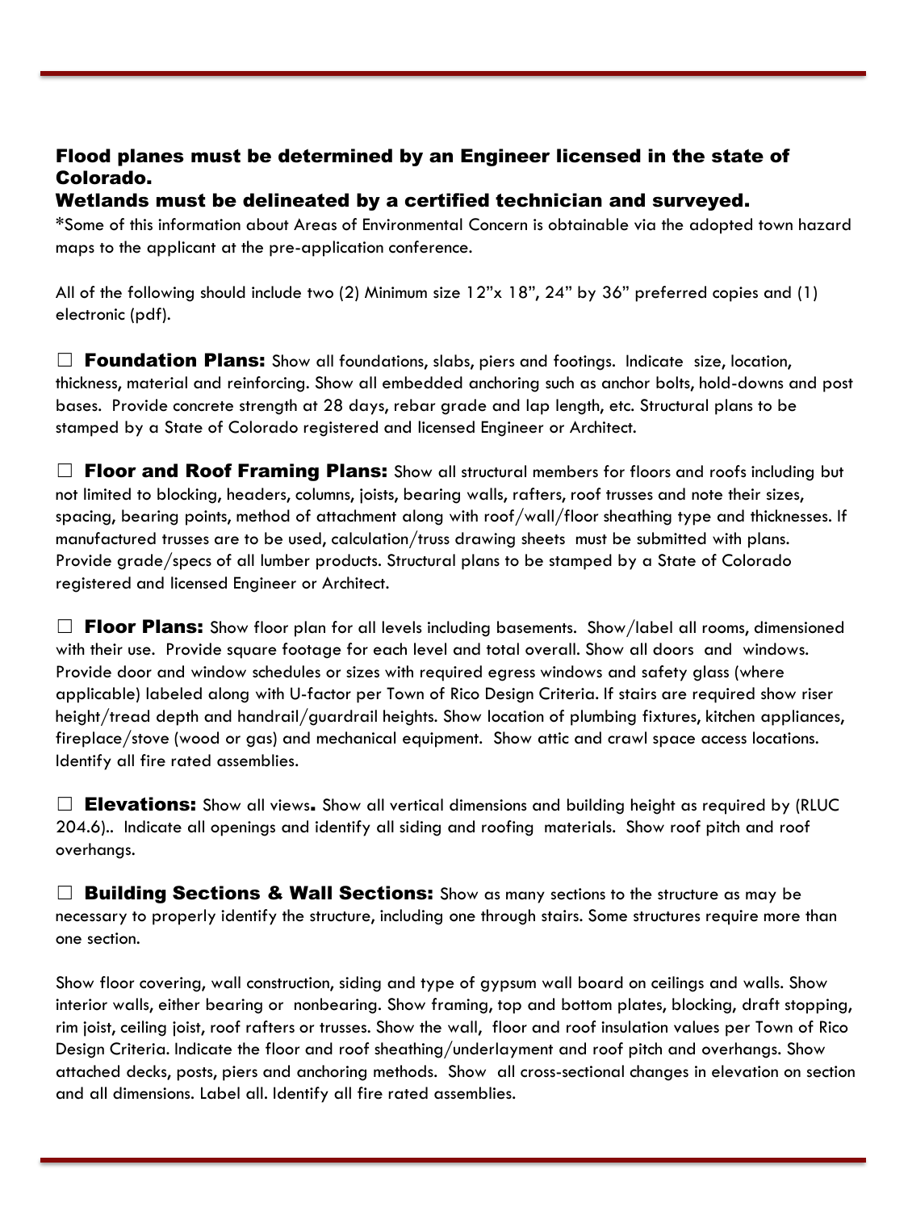### Flood planes must be determined by an Engineer licensed in the state of Colorado.

### Wetlands must be delineated by a certified technician and surveyed.

*Some of this information about Areas of Environmental Concern is obtainable via the adopted town hazard maps to the applicant at the pre-application conference.

All of the following should include two (2) Minimum size 12"x 18", 24" by 36" preferred copies and (1) electronic (pdf).

☐ **Foundation Plans:** Show all foundations, slabs, piers and footings. Indicate size, location, thickness, material and reinforcing. Show all embedded anchoring such as anchor bolts, hold-downs and post bases. Provide concrete strength at 28 days, rebar grade and lap length, etc. Structural plans to be stamped by a State of Colorado registered and licensed Engineer or Architect.

☐ **Floor and Roof Framing Plans:** Show all structural members for floors and roofs including but not limited to blocking, headers, columns, joists, bearing walls, rafters, roof trusses and note their sizes, spacing, bearing points, method of attachment along with roof/wall/floor sheathing type and thicknesses. If manufactured trusses are to be used, calculation/truss drawing sheets must be submitted with plans. Provide grade/specs of all lumber products. Structural plans to be stamped by a State of Colorado registered and licensed Engineer or Architect.

☐ **Floor Plans:** Show floor plan for all levels including basements. Show/label all rooms, dimensioned with their use. Provide square footage for each level and total overall. Show all doors and windows. Provide door and window schedules or sizes with required egress windows and safety glass (where applicable) labeled along with U-factor per Town of Rico Design Criteria. If stairs are required show riser height/tread depth and handrail/guardrail heights. Show location of plumbing fixtures, kitchen appliances, fireplace/stove (wood or gas) and mechanical equipment. Show attic and crawl space access locations. Identify all fire rated assemblies.

☐ **Elevations:** Show all views. Show all vertical dimensions and building height as required by (RLUC 204.6).. Indicate all openings and identify all siding and roofing materials. Show roof pitch and roof overhangs.

☐ **Building Sections & Wall Sections:** Show as many sections to the structure as may be necessary to properly identify the structure, including one through stairs. Some structures require more than one section.

Show floor covering, wall construction, siding and type of gypsum wall board on ceilings and walls. Show interior walls, either bearing or nonbearing. Show framing, top and bottom plates, blocking, draft stopping, rim joist, ceiling joist, roof rafters or trusses. Show the wall, floor and roof insulation values per Town of Rico Design Criteria. Indicate the floor and roof sheathing/underlayment and roof pitch and overhangs. Show attached decks, posts, piers and anchoring methods. Show all cross-sectional changes in elevation on section and all dimensions. Label all. Identify all fire rated assemblies.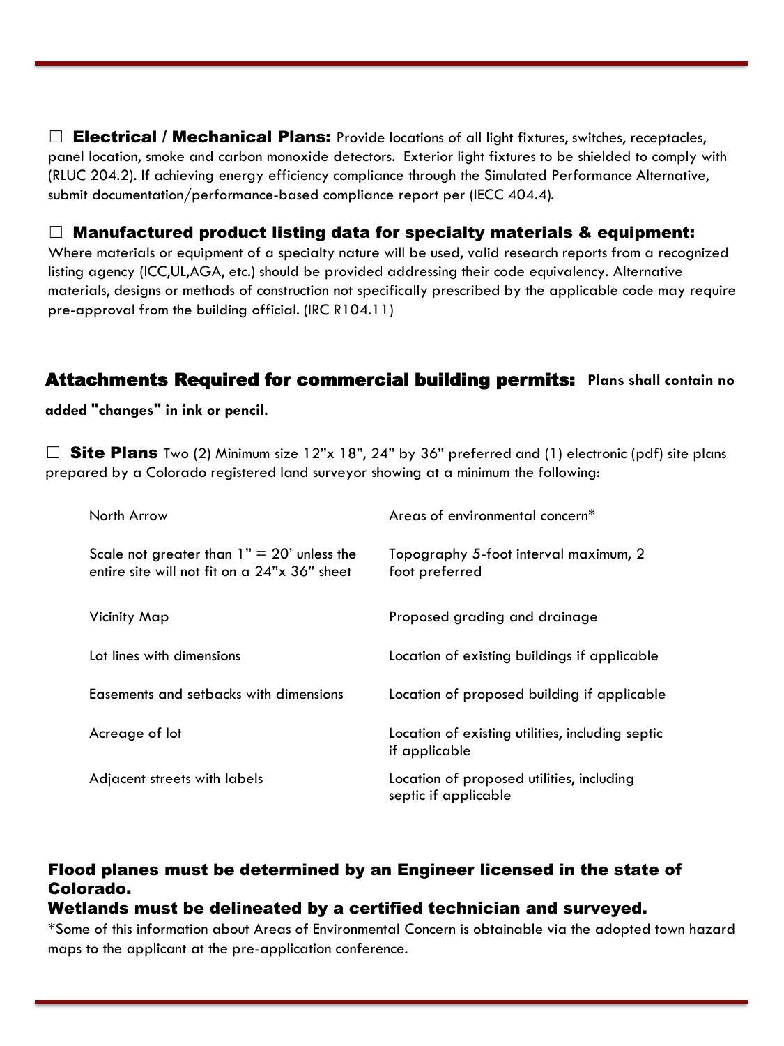☐ **Electrical / Mechanical Plans:** Provide locations of all light fixtures, switches, receptacles, panel location, smoke and carbon monoxide detectors. Exterior light fixtures to be shielded to comply with (RLUC 204.2). If achieving energy efficiency compliance through the Simulated Performance Alternative, submit documentation/performance-based compliance report per (IECC 404.4).

☐ **Manufactured product listing data for specialty materials & equipment:** Where materials or equipment of a specialty nature will be used, valid research reports from a recognized listing agency (ICC,UL,AGA, etc.) should be provided addressing their code equivalency. Alternative materials, designs or methods of construction not specifically prescribed by the applicable code may require pre-approval from the building official. (IRC R104.11)

## Attachments Required for commercial building permits: **Plans shall contain no added "changes" in ink or pencil.**

☐ **Site Plans** Two (2) Minimum size 12"x 18", 24" by 36" preferred and (1) electronic (pdf) site plans prepared by a Colorado registered land surveyor showing at a minimum the following:

- North Arrow
- Scale not greater than 1" = 20' unless the entire site will not fit on a 24"x 36" sheet
- Vicinity Map
- Lot lines with dimensions
- Easements and setbacks with dimensions
- Acreage of lot
- Adjacent streets with labels
- Areas of environmental concern*
- Topography 5-foot interval maximum, 2 foot preferred
- Proposed grading and drainage
- Location of existing buildings if applicable
- Location of proposed building if applicable
- Location of existing utilities, including septic if applicable
- Location of proposed utilities, including septic if applicable

**Flood planes must be determined by an Engineer licensed in the state of Colorado.**

**Wetlands must be delineated by a certified technician and surveyed.**

*Some of this information about Areas of Environmental Concern is obtainable via the adopted town hazard maps to the applicant at the pre-application conference.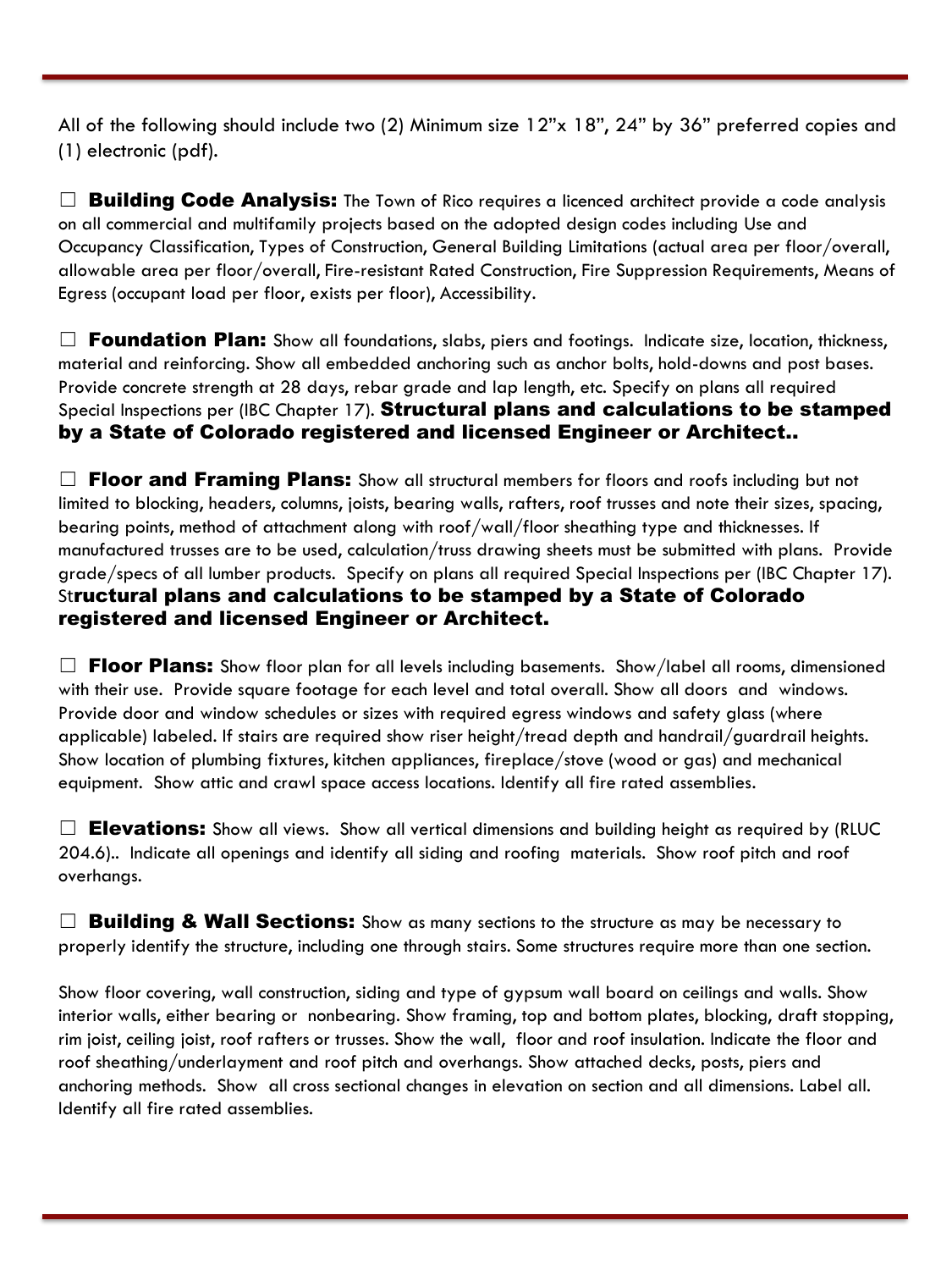All of the following should include two (2) Minimum size 12"x 18", 24" by 36" preferred copies and (1) electronic (pdf).

☐ **Building Code Analysis:** The Town of Rico requires a licenced architect provide a code analysis on all commercial and multifamily projects based on the adopted design codes including Use and Occupancy Classification, Types of Construction, General Building Limitations (actual area per floor/overall, allowable area per floor/overall, Fire-resistant Rated Construction, Fire Suppression Requirements, Means of Egress (occupant load per floor, exists per floor), Accessibility.

☐ **Foundation Plan:** Show all foundations, slabs, piers and footings. Indicate size, location, thickness, material and reinforcing. Show all embedded anchoring such as anchor bolts, hold-downs and post bases. Provide concrete strength at 28 days, rebar grade and lap length, etc. Specify on plans all required Special Inspections per (IBC Chapter 17). **Structural plans and calculations to be stamped by a State of Colorado registered and licensed Engineer or Architect..**

☐ **Floor and Framing Plans:** Show all structural members for floors and roofs including but not limited to blocking, headers, columns, joists, bearing walls, rafters, roof trusses and note their sizes, spacing, bearing points, method of attachment along with roof/wall/floor sheathing type and thicknesses. If manufactured trusses are to be used, calculation/truss drawing sheets must be submitted with plans. Provide grade/specs of all lumber products. Specify on plans all required Special Inspections per (IBC Chapter 17). St**ructural plans and calculations to be stamped by a State of Colorado registered and licensed Engineer or Architect.**

☐ **Floor Plans:** Show floor plan for all levels including basements. Show/label all rooms, dimensioned with their use. Provide square footage for each level and total overall. Show all doors and windows. Provide door and window schedules or sizes with required egress windows and safety glass (where applicable) labeled. If stairs are required show riser height/tread depth and handrail/guardrail heights. Show location of plumbing fixtures, kitchen appliances, fireplace/stove (wood or gas) and mechanical equipment. Show attic and crawl space access locations. Identify all fire rated assemblies.

☐ **Elevations:** Show all views. Show all vertical dimensions and building height as required by (RLUC 204.6).. Indicate all openings and identify all siding and roofing materials. Show roof pitch and roof overhangs.

☐ **Building & Wall Sections:** Show as many sections to the structure as may be necessary to properly identify the structure, including one through stairs. Some structures require more than one section.

Show floor covering, wall construction, siding and type of gypsum wall board on ceilings and walls. Show interior walls, either bearing or nonbearing. Show framing, top and bottom plates, blocking, draft stopping, rim joist, ceiling joist, roof rafters or trusses. Show the wall, floor and roof insulation. Indicate the floor and roof sheathing/underlayment and roof pitch and overhangs. Show attached decks, posts, piers and anchoring methods. Show all cross sectional changes in elevation on section and all dimensions. Label all. Identify all fire rated assemblies.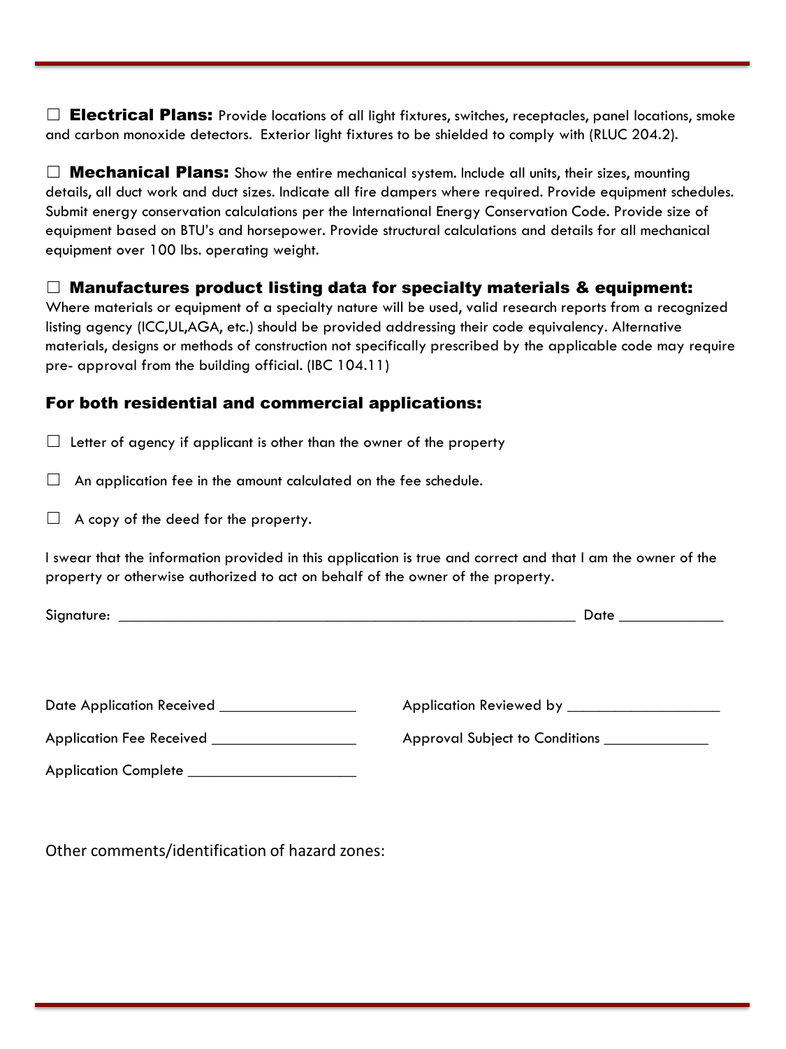☐ **Electrical Plans:** Provide locations of all light fixtures, switches, receptacles, panel locations, smoke and carbon monoxide detectors. Exterior light fixtures to be shielded to comply with (RLUC 204.2).

☐ **Mechanical Plans:** Show the entire mechanical system. Include all units, their sizes, mounting details, all duct work and duct sizes. Indicate all fire dampers where required. Provide equipment schedules. Submit energy conservation calculations per the International Energy Conservation Code. Provide size of equipment based on BTU's and horsepower. Provide structural calculations and details for all mechanical equipment over 100 lbs. operating weight.

☐ **Manufactures product listing data for specialty materials & equipment:** Where materials or equipment of a specialty nature will be used, valid research reports from a recognized listing agency (ICC,UL,AGA, etc.) should be provided addressing their code equivalency. Alternative materials, designs or methods of construction not specifically prescribed by the applicable code may require pre- approval from the building official. (IBC 104.11)

## For both residential and commercial applications:

☐ Letter of agency if applicant is other than the owner of the property

☐ An application fee in the amount calculated on the fee schedule.

☐ A copy of the deed for the property.

I swear that the information provided in this application is true and correct and that I am the owner of the property or otherwise authorized to act on behalf of the owner of the property.

Signature: ____________________________________________________________ Date _____________

Date Application Received _________________

Application Fee Received __________________

Application Complete _____________________

Application Reviewed by ___________________

Approval Subject to Conditions _____________

Other comments/identification of hazard zones: